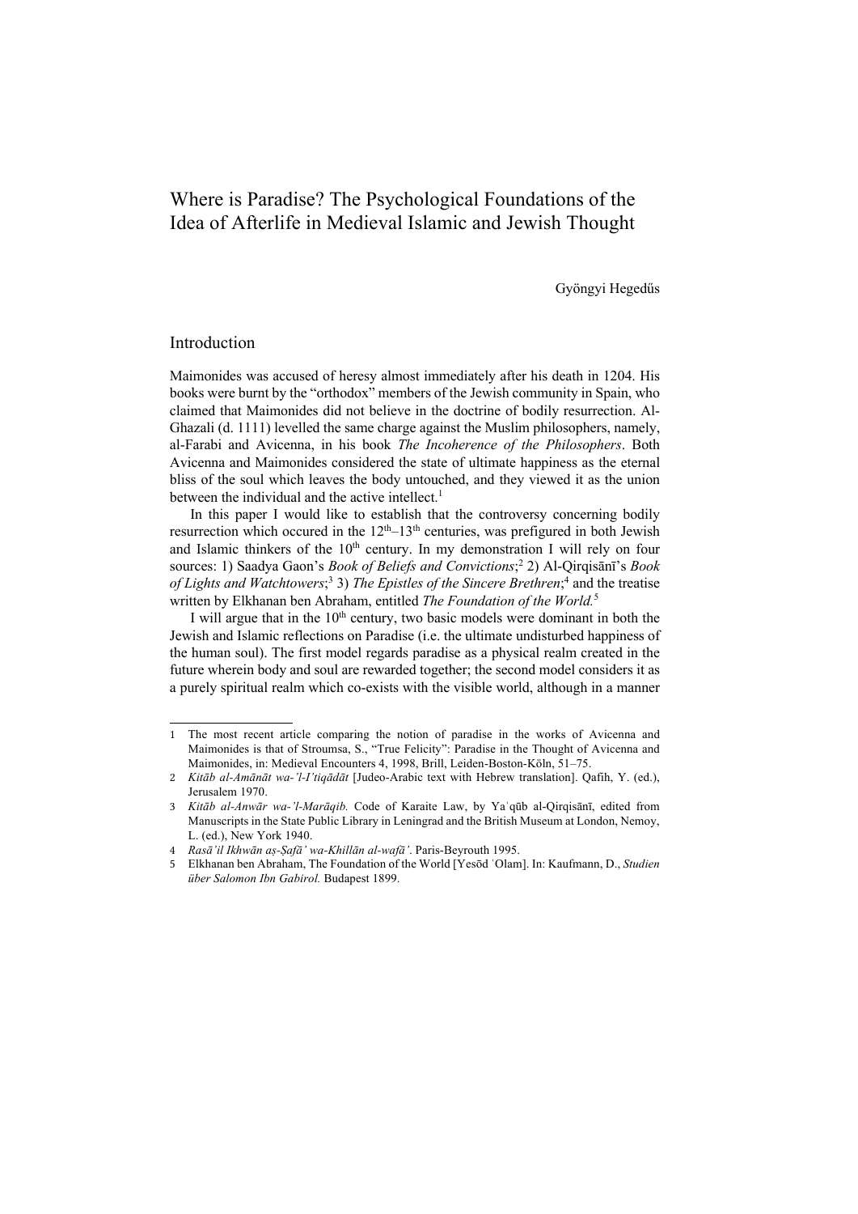# Where is Paradise? The Psychological Foundations of the Idea of Afterlife in Medieval Islamic and Jewish Thought

Gyöngyi Hegedűs

## Introduction

Maimonides was accused of heresy almost immediately after his death in 1204. His books were burnt by the "orthodox" members of the Jewish community in Spain, who claimed that Maimonides did not believe in the doctrine of bodily resurrection. Al-Ghazali (d. 1111) levelled the same charge against the Muslim philosophers, namely, al-Farabi and Avicenna, in his book *The Incoherence of the Philosophers*. Both Avicenna and Maimonides considered the state of ultimate happiness as the eternal bliss of the soul which leaves the body untouched, and they viewed it as the union between the individual and the active intellect.[1]

In this paper I would like to establish that the controversy concerning bodily resurrection which occured in the 12th–13th centuries, was prefigured in both Jewish and Islamic thinkers of the 10th century. In my demonstration I will rely on four sources: 1) Saadya Gaon's *Book of Beliefs and Convictions*;[2] 2) Al-Qirqisānī's *Book of Lights and Watchtowers*;[3] 3) *The Epistles of the Sincere Brethren*;[4] and the treatise written by Elkhanan ben Abraham, entitled *The Foundation of the World.*[5]

I will argue that in the 10th century, two basic models were dominant in both the Jewish and Islamic reflections on Paradise (i.e. the ultimate undisturbed happiness of the human soul). The first model regards paradise as a physical realm created in the future wherein body and soul are rewarded together; the second model considers it as a purely spiritual realm which co-exists with the visible world, although in a manner

---

1 The most recent article comparing the notion of paradise in the works of Avicenna and Maimonides is that of Stroumsa, S., "True Felicity": Paradise in the Thought of Avicenna and Maimonides, in: Medieval Encounters 4, 1998, Brill, Leiden-Boston-Köln, 51–75.

2 *Kitāb al-Amānāt wa-'l-I'tiqādāt* [Judeo-Arabic text with Hebrew translation]. Qafih, Y. (ed.), Jerusalem 1970.

3 *Kitāb al-Anwār wa-'l-Marāqib.* Code of Karaite Law, by Yaʿqūb al-Qirqisānī, edited from Manuscripts in the State Public Library in Leningrad and the British Museum at London, Nemoy, L. (ed.), New York 1940.

4 *Rasā'il Ikhwān aṣ-Ṣafā' wa-Khillān al-wafā'*. Paris-Beyrouth 1995.

5 Elkhanan ben Abraham, The Foundation of the World [Yesōd ʿOlam]. In: Kaufmann, D., *Studien über Salomon Ibn Gabirol.* Budapest 1899.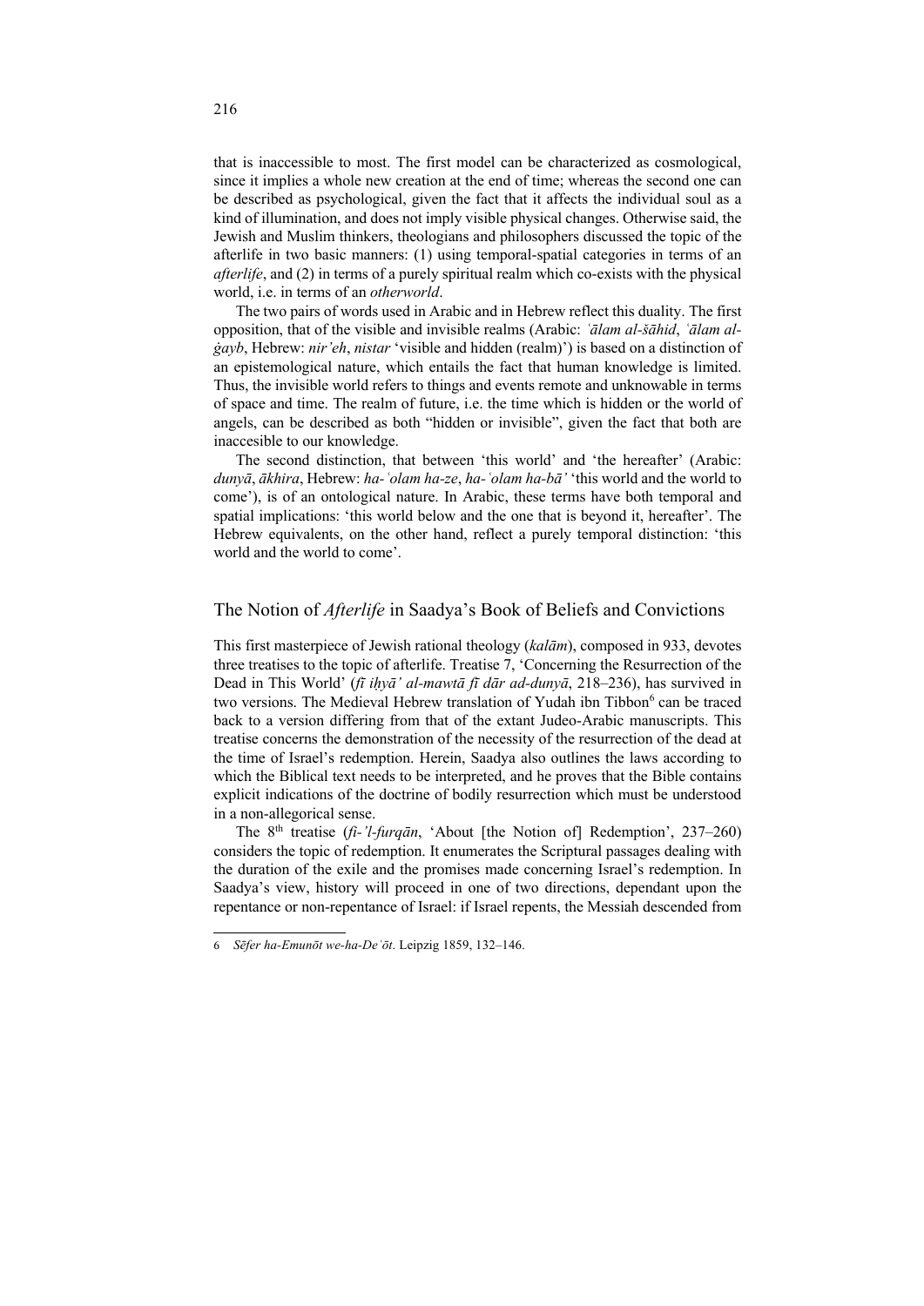that is inaccessible to most. The first model can be characterized as cosmological, since it implies a whole new creation at the end of time; whereas the second one can be described as psychological, given the fact that it affects the individual soul as a kind of illumination, and does not imply visible physical changes. Otherwise said, the Jewish and Muslim thinkers, theologians and philosophers discussed the topic of the afterlife in two basic manners: (1) using temporal-spatial categories in terms of an *afterlife*, and (2) in terms of a purely spiritual realm which co-exists with the physical world, i.e. in terms of an *otherworld*.

The two pairs of words used in Arabic and in Hebrew reflect this duality. The first opposition, that of the visible and invisible realms (Arabic: *ʿālam al-šāhid*, *ʿālam al-ġayb*, Hebrew: *nir'eh*, *nistar* 'visible and hidden (realm)') is based on a distinction of an epistemological nature, which entails the fact that human knowledge is limited. Thus, the invisible world refers to things and events remote and unknowable in terms of space and time. The realm of future, i.e. the time which is hidden or the world of angels, can be described as both "hidden or invisible", given the fact that both are inaccesible to our knowledge.

The second distinction, that between 'this world' and 'the hereafter' (Arabic: *dunyā*, *ākhira*, Hebrew: *ha-ʿolam ha-ze*, *ha-ʿolam ha-bā'* 'this world and the world to come'), is of an ontological nature. In Arabic, these terms have both temporal and spatial implications: 'this world below and the one that is beyond it, hereafter'. The Hebrew equivalents, on the other hand, reflect a purely temporal distinction: 'this world and the world to come'.

## The Notion of *Afterlife* in Saadya's Book of Beliefs and Convictions

This first masterpiece of Jewish rational theology (*kalām*), composed in 933, devotes three treatises to the topic of afterlife. Treatise 7, 'Concerning the Resurrection of the Dead in This World' (*fī iḥyā' al-mawtā fī dār ad-dunyā*, 218–236), has survived in two versions. The Medieval Hebrew translation of Yudah ibn Tibbon[6] can be traced back to a version differing from that of the extant Judeo-Arabic manuscripts. This treatise concerns the demonstration of the necessity of the resurrection of the dead at the time of Israel's redemption. Herein, Saadya also outlines the laws according to which the Biblical text needs to be interpreted, and he proves that the Bible contains explicit indications of the doctrine of bodily resurrection which must be understood in a non-allegorical sense.

The 8th treatise (*fī-'l-furqān*, 'About [the Notion of] Redemption', 237–260) considers the topic of redemption. It enumerates the Scriptural passages dealing with the duration of the exile and the promises made concerning Israel's redemption. In Saadya's view, history will proceed in one of two directions, dependant upon the repentance or non-repentance of Israel: if Israel repents, the Messiah descended from

---

6 *Sēfer ha-Emunōt we-ha-Deʿōt*. Leipzig 1859, 132–146.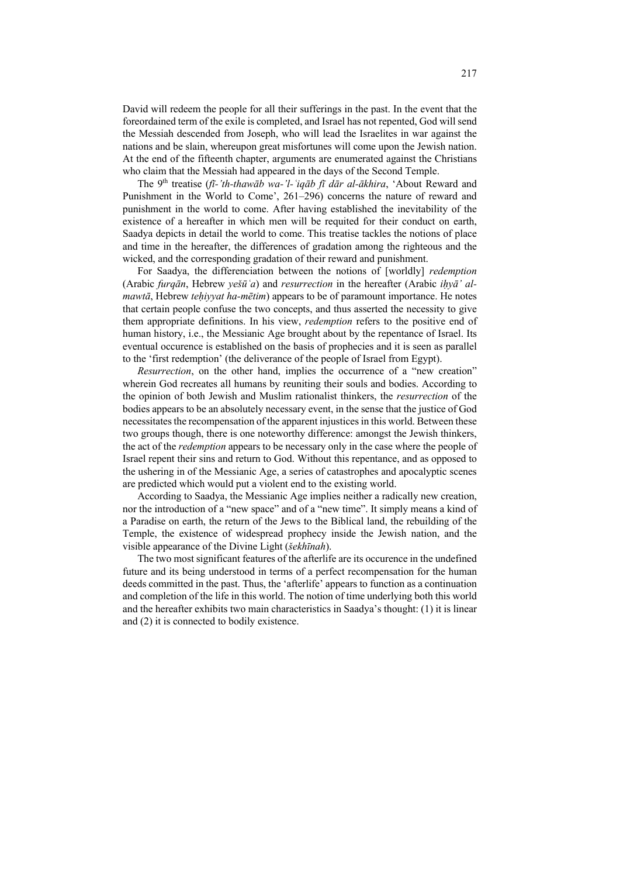David will redeem the people for all their sufferings in the past. In the event that the foreordained term of the exile is completed, and Israel has not repented, God will send the Messiah descended from Joseph, who will lead the Israelites in war against the nations and be slain, whereupon great misfortunes will come upon the Jewish nation. At the end of the fifteenth chapter, arguments are enumerated against the Christians who claim that the Messiah had appeared in the days of the Second Temple.

The 9th treatise (*fī-'th-thawāb wa-'l-ʿiqāb fī dār al-ākhira*, 'About Reward and Punishment in the World to Come', 261–296) concerns the nature of reward and punishment in the world to come. After having established the inevitability of the existence of a hereafter in which men will be requited for their conduct on earth, Saadya depicts in detail the world to come. This treatise tackles the notions of place and time in the hereafter, the differences of gradation among the righteous and the wicked, and the corresponding gradation of their reward and punishment.

For Saadya, the differenciation between the notions of [worldly] *redemption* (Arabic *furqān*, Hebrew *yešūʿa*) and *resurrection* in the hereafter (Arabic *iḥyā' al-mawtā*, Hebrew *teḥiyyat ha-mētim*) appears to be of paramount importance. He notes that certain people confuse the two concepts, and thus asserted the necessity to give them appropriate definitions. In his view, *redemption* refers to the positive end of human history, i.e., the Messianic Age brought about by the repentance of Israel. Its eventual occurence is established on the basis of prophecies and it is seen as parallel to the 'first redemption' (the deliverance of the people of Israel from Egypt).

*Resurrection*, on the other hand, implies the occurrence of a "new creation" wherein God recreates all humans by reuniting their souls and bodies. According to the opinion of both Jewish and Muslim rationalist thinkers, the *resurrection* of the bodies appears to be an absolutely necessary event, in the sense that the justice of God necessitates the recompensation of the apparent injustices in this world. Between these two groups though, there is one noteworthy difference: amongst the Jewish thinkers, the act of the *redemption* appears to be necessary only in the case where the people of Israel repent their sins and return to God. Without this repentance, and as opposed to the ushering in of the Messianic Age, a series of catastrophes and apocalyptic scenes are predicted which would put a violent end to the existing world.

According to Saadya, the Messianic Age implies neither a radically new creation, nor the introduction of a "new space" and of a "new time". It simply means a kind of a Paradise on earth, the return of the Jews to the Biblical land, the rebuilding of the Temple, the existence of widespread prophecy inside the Jewish nation, and the visible appearance of the Divine Light (*šekhīnah*).

The two most significant features of the afterlife are its occurence in the undefined future and its being understood in terms of a perfect recompensation for the human deeds committed in the past. Thus, the 'afterlife' appears to function as a continuation and completion of the life in this world. The notion of time underlying both this world and the hereafter exhibits two main characteristics in Saadya's thought: (1) it is linear and (2) it is connected to bodily existence.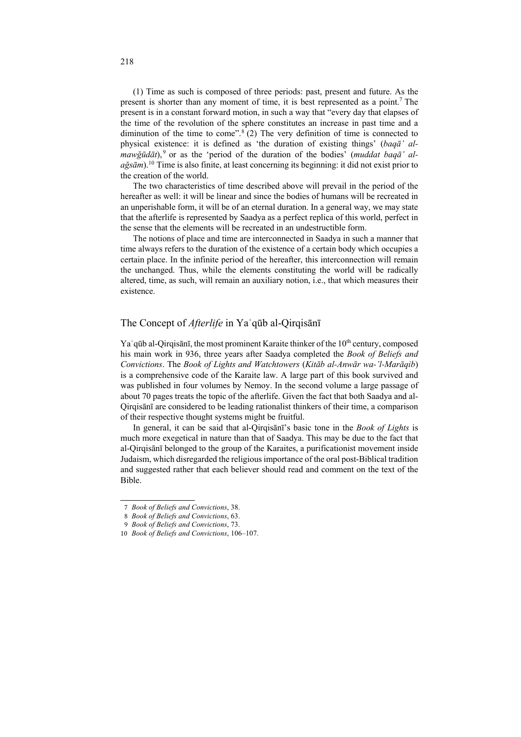(1) Time as such is composed of three periods: past, present and future. As the present is shorter than any moment of time, it is best represented as a point.[7] The present is in a constant forward motion, in such a way that "every day that elapses of the time of the revolution of the sphere constitutes an increase in past time and a diminution of the time to come".[8] (2) The very definition of time is connected to physical existence: it is defined as 'the duration of existing things' (*baqāʾ al-mawǧūdāt*),[9] or as the 'period of the duration of the bodies' (*muddat baqāʾ al-aǧsām*).[10] Time is also finite, at least concerning its beginning: it did not exist prior to the creation of the world.

The two characteristics of time described above will prevail in the period of the hereafter as well: it will be linear and since the bodies of humans will be recreated in an unperishable form, it will be of an eternal duration. In a general way, we may state that the afterlife is represented by Saadya as a perfect replica of this world, perfect in the sense that the elements will be recreated in an undestructible form.

The notions of place and time are interconnected in Saadya in such a manner that time always refers to the duration of the existence of a certain body which occupies a certain place. In the infinite period of the hereafter, this interconnection will remain the unchanged. Thus, while the elements constituting the world will be radically altered, time, as such, will remain an auxiliary notion, i.e., that which measures their existence.

## The Concept of *Afterlife* in Yaʿqūb al-Qirqisānī

Yaʿqūb al-Qirqisānī, the most prominent Karaite thinker of the 10th century, composed his main work in 936, three years after Saadya completed the *Book of Beliefs and Convictions*. The *Book of Lights and Watchtowers* (*Kitāb al-Anwār wa-ʾl-Marāqib*) is a comprehensive code of the Karaite law. A large part of this book survived and was published in four volumes by Nemoy. In the second volume a large passage of about 70 pages treats the topic of the afterlife. Given the fact that both Saadya and al-Qirqisānī are considered to be leading rationalist thinkers of their time, a comparison of their respective thought systems might be fruitful.

In general, it can be said that al-Qirqisānī's basic tone in the *Book of Lights* is much more exegetical in nature than that of Saadya. This may be due to the fact that al-Qirqisānī belonged to the group of the Karaites, a purificationist movement inside Judaism, which disregarded the religious importance of the oral post-Biblical tradition and suggested rather that each believer should read and comment on the text of the Bible.

---

7 *Book of Beliefs and Convictions*, 38.

8 *Book of Beliefs and Convictions*, 63.

9 *Book of Beliefs and Convictions*, 73.

10 *Book of Beliefs and Convictions*, 106–107.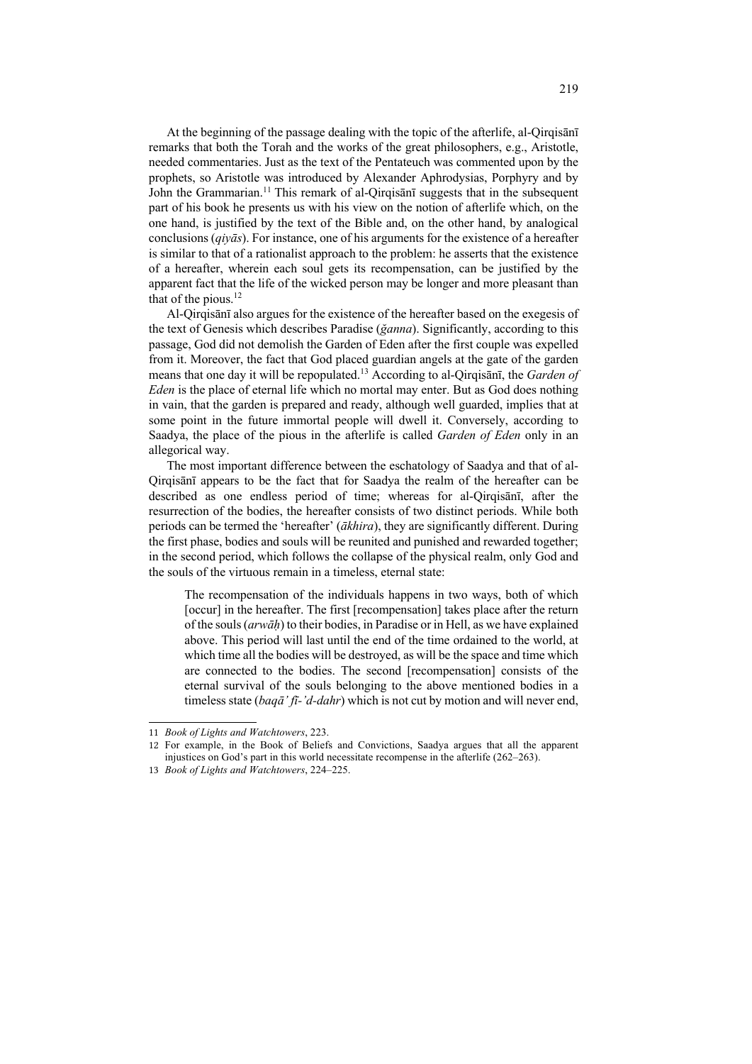At the beginning of the passage dealing with the topic of the afterlife, al-Qirqisānī remarks that both the Torah and the works of the great philosophers, e.g., Aristotle, needed commentaries. Just as the text of the Pentateuch was commented upon by the prophets, so Aristotle was introduced by Alexander Aphrodysias, Porphyry and by John the Grammarian.[11] This remark of al-Qirqisānī suggests that in the subsequent part of his book he presents us with his view on the notion of afterlife which, on the one hand, is justified by the text of the Bible and, on the other hand, by analogical conclusions (*qiyās*). For instance, one of his arguments for the existence of a hereafter is similar to that of a rationalist approach to the problem: he asserts that the existence of a hereafter, wherein each soul gets its recompensation, can be justified by the apparent fact that the life of the wicked person may be longer and more pleasant than that of the pious.[12]

Al-Qirqisānī also argues for the existence of the hereafter based on the exegesis of the text of Genesis which describes Paradise (*ğanna*). Significantly, according to this passage, God did not demolish the Garden of Eden after the first couple was expelled from it. Moreover, the fact that God placed guardian angels at the gate of the garden means that one day it will be repopulated.[13] According to al-Qirqisānī, the *Garden of Eden* is the place of eternal life which no mortal may enter. But as God does nothing in vain, that the garden is prepared and ready, although well guarded, implies that at some point in the future immortal people will dwell it. Conversely, according to Saadya, the place of the pious in the afterlife is called *Garden of Eden* only in an allegorical way.

The most important difference between the eschatology of Saadya and that of al-Qirqisānī appears to be the fact that for Saadya the realm of the hereafter can be described as one endless period of time; whereas for al-Qirqisānī, after the resurrection of the bodies, the hereafter consists of two distinct periods. While both periods can be termed the 'hereafter' (*ākhira*), they are significantly different. During the first phase, bodies and souls will be reunited and punished and rewarded together; in the second period, which follows the collapse of the physical realm, only God and the souls of the virtuous remain in a timeless, eternal state:

> The recompensation of the individuals happens in two ways, both of which [occur] in the hereafter. The first [recompensation] takes place after the return of the souls (*arwāḥ*) to their bodies, in Paradise or in Hell, as we have explained above. This period will last until the end of the time ordained to the world, at which time all the bodies will be destroyed, as will be the space and time which are connected to the bodies. The second [recompensation] consists of the eternal survival of the souls belonging to the above mentioned bodies in a timeless state (*baqā' fī-'d-dahr*) which is not cut by motion and will never end,

---

11 *Book of Lights and Watchtowers*, 223.

12 For example, in the Book of Beliefs and Convictions, Saadya argues that all the apparent injustices on God's part in this world necessitate recompense in the afterlife (262–263).

13 *Book of Lights and Watchtowers*, 224–225.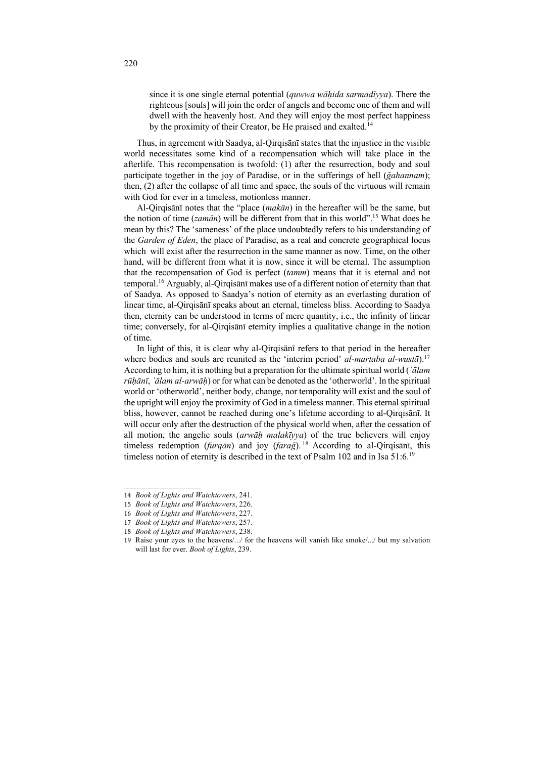> since it is one single eternal potential (*quwwa wāḥida sarmadīyya*). There the righteous [souls] will join the order of angels and become one of them and will dwell with the heavenly host. And they will enjoy the most perfect happiness by the proximity of their Creator, be He praised and exalted.[14]

Thus, in agreement with Saadya, al-Qirqisānī states that the injustice in the visible world necessitates some kind of a recompensation which will take place in the afterlife. This recompensation is twofold: (1) after the resurrection, body and soul participate together in the joy of Paradise, or in the sufferings of hell (*ǧahannam*); then, (2) after the collapse of all time and space, the souls of the virtuous will remain with God for ever in a timeless, motionless manner.

Al-Qirqisānī notes that the "place (*makān*) in the hereafter will be the same, but the notion of time (*zamān*) will be different from that in this world".[15] What does he mean by this? The 'sameness' of the place undoubtedly refers to his understanding of the *Garden of Eden*, the place of Paradise, as a real and concrete geographical locus which will exist after the resurrection in the same manner as now. Time, on the other hand, will be different from what it is now, since it will be eternal. The assumption that the recompensation of God is perfect (*tamm*) means that it is eternal and not temporal.[16] Arguably, al-Qirqisānī makes use of a different notion of eternity than that of Saadya. As opposed to Saadya's notion of eternity as an everlasting duration of linear time, al-Qirqisānī speaks about an eternal, timeless bliss. According to Saadya then, eternity can be understood in terms of mere quantity, i.e., the infinity of linear time; conversely, for al-Qirqisānī eternity implies a qualitative change in the notion of time.

In light of this, it is clear why al-Qirqisānī refers to that period in the hereafter where bodies and souls are reunited as the 'interim period' *al-martaba al-wustā*).[17] According to him, it is nothing but a preparation for the ultimate spiritual world (*ʿālam rūḥānī*, *ʿālam al-arwāḥ*) or for what can be denoted as the 'otherworld'. In the spiritual world or 'otherworld', neither body, change, nor temporality will exist and the soul of the upright will enjoy the proximity of God in a timeless manner. This eternal spiritual bliss, however, cannot be reached during one's lifetime according to al-Qirqisānī. It will occur only after the destruction of the physical world when, after the cessation of all motion, the angelic souls (*arwāḥ malakīyya*) of the true believers will enjoy timeless redemption (*furqān*) and joy (*faraǧ*).[18] According to al-Qirqisānī, this timeless notion of eternity is described in the text of Psalm 102 and in Isa 51:6.[19]

---

14 *Book of Lights and Watchtowers*, 241.

15 *Book of Lights and Watchtowers*, 226.

16 *Book of Lights and Watchtowers*, 227.

17 *Book of Lights and Watchtowers*, 257.

18 *Book of Lights and Watchtowers*, 238.

19 Raise your eyes to the heavens/.../ for the heavens will vanish like smoke/.../ but my salvation will last for ever. *Book of Lights*, 239.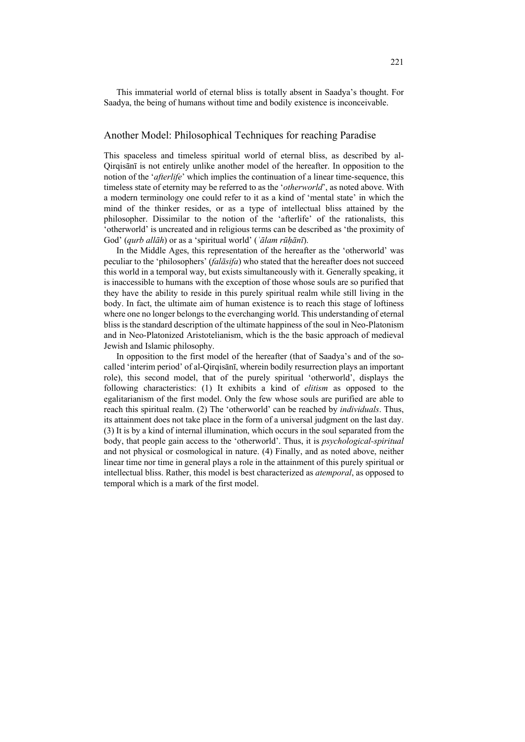This immaterial world of eternal bliss is totally absent in Saadya's thought. For Saadya, the being of humans without time and bodily existence is inconceivable.

## Another Model: Philosophical Techniques for reaching Paradise

This spaceless and timeless spiritual world of eternal bliss, as described by al-Qirqisānī is not entirely unlike another model of the hereafter. In opposition to the notion of the '*afterlife*' which implies the continuation of a linear time-sequence, this timeless state of eternity may be referred to as the '*otherworld*', as noted above. With a modern terminology one could refer to it as a kind of 'mental state' in which the mind of the thinker resides, or as a type of intellectual bliss attained by the philosopher. Dissimilar to the notion of the 'afterlife' of the rationalists, this 'otherworld' is uncreated and in religious terms can be described as 'the proximity of God' (*qurb allāh*) or as a 'spiritual world' (*ʿālam rūḥānī*).

In the Middle Ages, this representation of the hereafter as the 'otherworld' was peculiar to the 'philosophers' (*falāsifa*) who stated that the hereafter does not succeed this world in a temporal way, but exists simultaneously with it. Generally speaking, it is inaccessible to humans with the exception of those whose souls are so purified that they have the ability to reside in this purely spiritual realm while still living in the body. In fact, the ultimate aim of human existence is to reach this stage of loftiness where one no longer belongs to the everchanging world. This understanding of eternal bliss is the standard description of the ultimate happiness of the soul in Neo-Platonism and in Neo-Platonized Aristotelianism, which is the the basic approach of medieval Jewish and Islamic philosophy.

In opposition to the first model of the hereafter (that of Saadya's and of the so-called 'interim period' of al-Qirqisānī, wherein bodily resurrection plays an important role), this second model, that of the purely spiritual 'otherworld', displays the following characteristics: (1) It exhibits a kind of *elitism* as opposed to the egalitarianism of the first model. Only the few whose souls are purified are able to reach this spiritual realm. (2) The 'otherworld' can be reached by *individuals*. Thus, its attainment does not take place in the form of a universal judgment on the last day. (3) It is by a kind of internal illumination, which occurs in the soul separated from the body, that people gain access to the 'otherworld'. Thus, it is *psychological-spiritual* and not physical or cosmological in nature. (4) Finally, and as noted above, neither linear time nor time in general plays a role in the attainment of this purely spiritual or intellectual bliss. Rather, this model is best characterized as *atemporal*, as opposed to temporal which is a mark of the first model.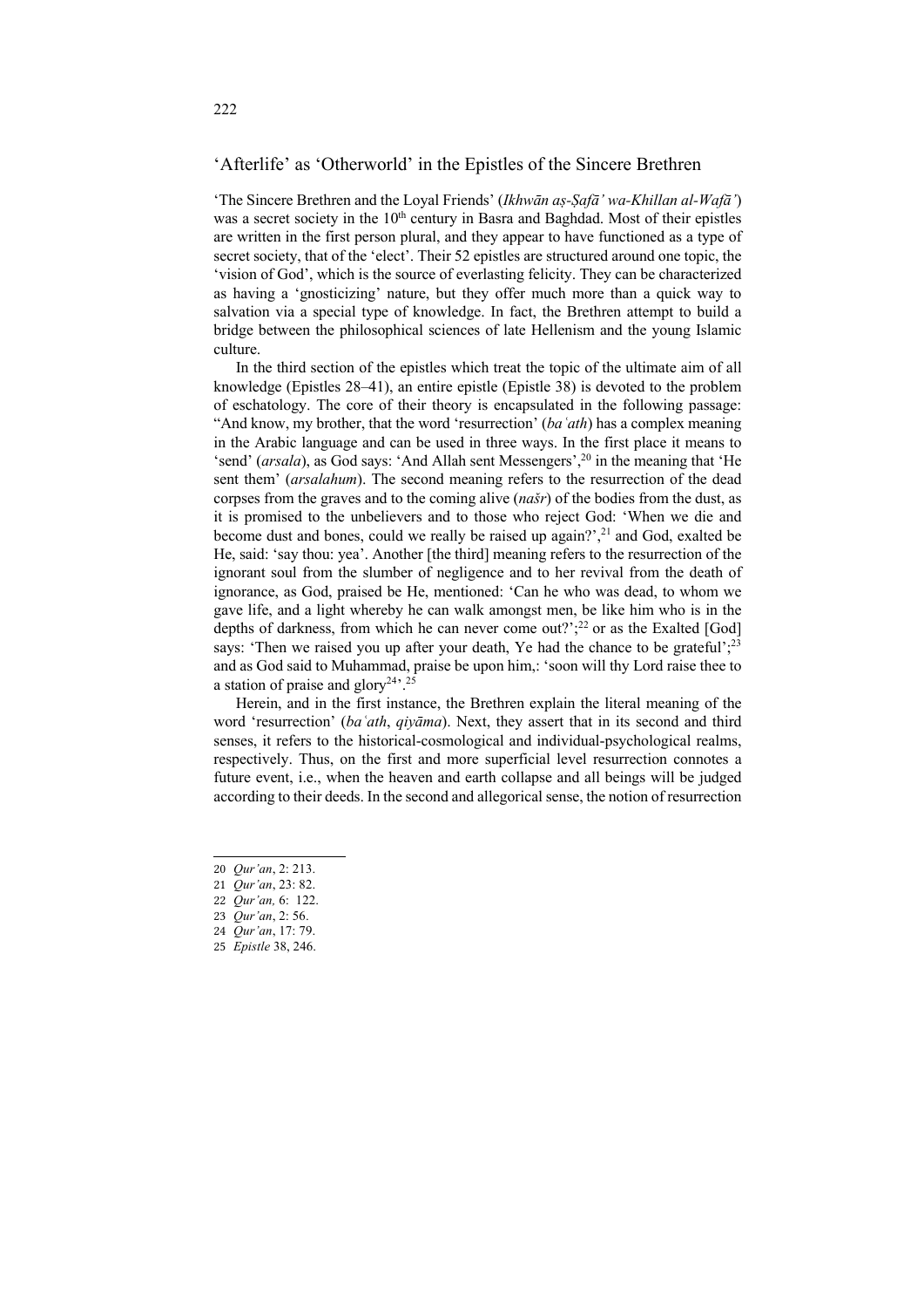## ‘Afterlife’ as ‘Otherworld’ in the Epistles of the Sincere Brethren

‘The Sincere Brethren and the Loyal Friends’ (*Ikhwān aṣ-Ṣafā’ wa-Khillan al-Wafā’*) was a secret society in the 10th century in Basra and Baghdad. Most of their epistles are written in the first person plural, and they appear to have functioned as a type of secret society, that of the ‘elect’. Their 52 epistles are structured around one topic, the ‘vision of God’, which is the source of everlasting felicity. They can be characterized as having a ‘gnosticizing’ nature, but they offer much more than a quick way to salvation via a special type of knowledge. In fact, the Brethren attempt to build a bridge between the philosophical sciences of late Hellenism and the young Islamic culture.

In the third section of the epistles which treat the topic of the ultimate aim of all knowledge (Epistles 28–41), an entire epistle (Epistle 38) is devoted to the problem of eschatology. The core of their theory is encapsulated in the following passage: “And know, my brother, that the word ‘resurrection’ (*baʿath*) has a complex meaning in the Arabic language and can be used in three ways. In the first place it means to ‘send’ (*arsala*), as God says: ‘And Allah sent Messengers’,[20] in the meaning that ‘He sent them’ (*arsalahum*). The second meaning refers to the resurrection of the dead corpses from the graves and to the coming alive (*našr*) of the bodies from the dust, as it is promised to the unbelievers and to those who reject God: ‘When we die and become dust and bones, could we really be raised up again?’,[21] and God, exalted be He, said: ‘say thou: yea’. Another [the third] meaning refers to the resurrection of the ignorant soul from the slumber of negligence and to her revival from the death of ignorance, as God, praised be He, mentioned: ‘Can he who was dead, to whom we gave life, and a light whereby he can walk amongst men, be like him who is in the depths of darkness, from which he can never come out?’;[22] or as the Exalted [God] says: ‘Then we raised you up after your death, Ye had the chance to be grateful’;[23] and as God said to Muhammad, praise be upon him,: ‘soon will thy Lord raise thee to a station of praise and glory[24]’.[25]

Herein, and in the first instance, the Brethren explain the literal meaning of the word ‘resurrection’ (*baʿath*, *qiyāma*). Next, they assert that in its second and third senses, it refers to the historical-cosmological and individual-psychological realms, respectively. Thus, on the first and more superficial level resurrection connotes a future event, i.e., when the heaven and earth collapse and all beings will be judged according to their deeds. In the second and allegorical sense, the notion of resurrection

---

20 *Qur’an*, 2: 213.

21 *Qur’an*, 23: 82.

22 *Qur’an*, 6: 122.

23 *Qur’an*, 2: 56.

24 *Qur’an*, 17: 79.

25 *Epistle* 38, 246.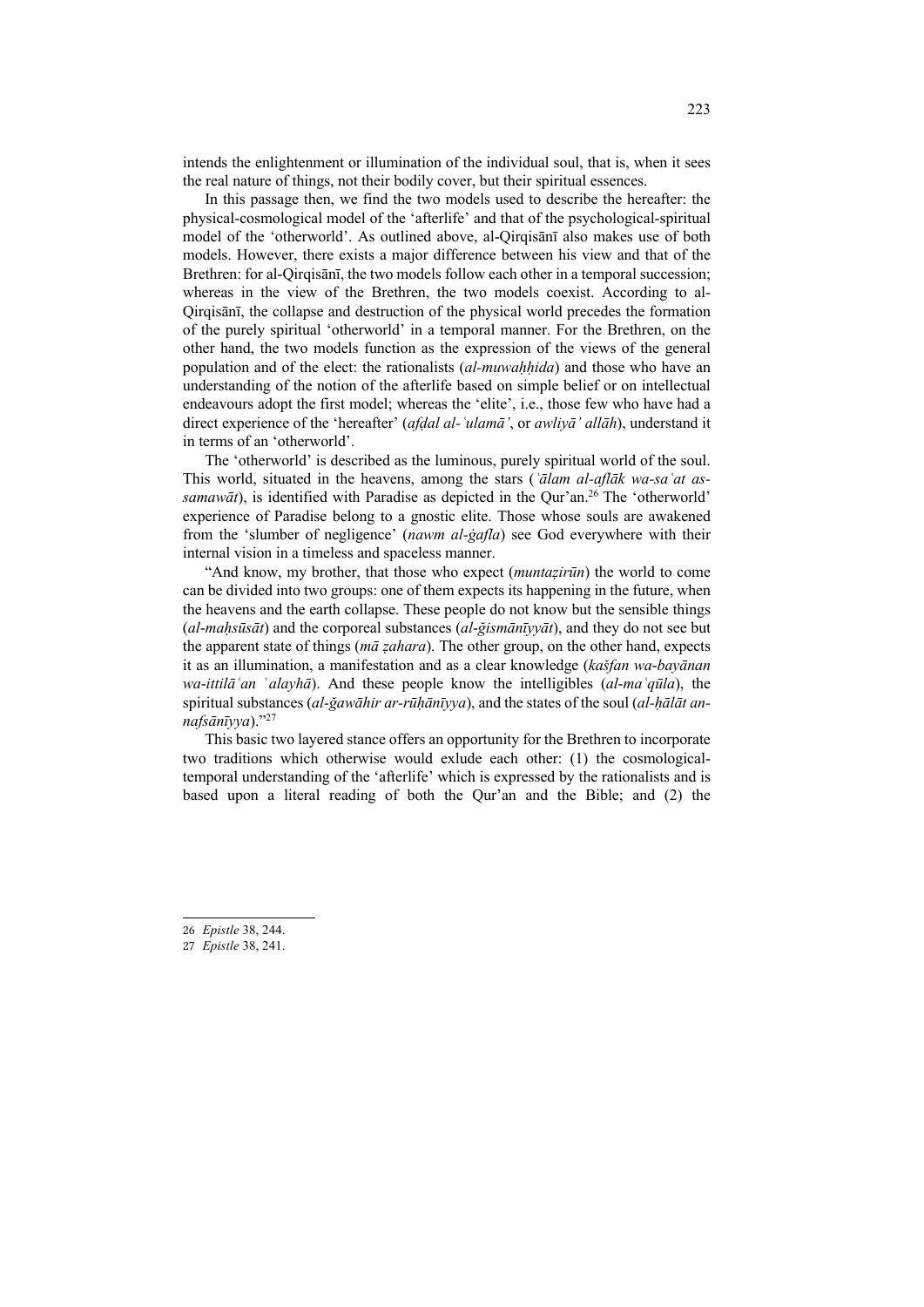intends the enlightenment or illumination of the individual soul, that is, when it sees the real nature of things, not their bodily cover, but their spiritual essences.

In this passage then, we find the two models used to describe the hereafter: the physical-cosmological model of the 'afterlife' and that of the psychological-spiritual model of the 'otherworld'. As outlined above, al-Qirqisānī also makes use of both models. However, there exists a major difference between his view and that of the Brethren: for al-Qirqisānī, the two models follow each other in a temporal succession; whereas in the view of the Brethren, the two models coexist. According to al-Qirqisānī, the collapse and destruction of the physical world precedes the formation of the purely spiritual 'otherworld' in a temporal manner. For the Brethren, on the other hand, the two models function as the expression of the views of the general population and of the elect: the rationalists (*al-muwaḥḥida*) and those who have an understanding of the notion of the afterlife based on simple belief or on intellectual endeavours adopt the first model; whereas the 'elite', i.e., those few who have had a direct experience of the 'hereafter' (*afḍal al-ʿulamāʾ*, or *awliyāʾ allāh*), understand it in terms of an 'otherworld'.

The 'otherworld' is described as the luminous, purely spiritual world of the soul. This world, situated in the heavens, among the stars (*ʿālam al-aflāk wa-saʿat as-samawāt*), is identified with Paradise as depicted in the Qur'an.[26] The 'otherworld' experience of Paradise belong to a gnostic elite. Those whose souls are awakened from the 'slumber of negligence' (*nawm al-ġafla*) see God everywhere with their internal vision in a timeless and spaceless manner.

"And know, my brother, that those who expect (*muntaẓirūn*) the world to come can be divided into two groups: one of them expects its happening in the future, when the heavens and the earth collapse. These people do not know but the sensible things (*al-maḥsūsāt*) and the corporeal substances (*al-ğismānīyyāt*), and they do not see but the apparent state of things (*mā ẓahara*). The other group, on the other hand, expects it as an illumination, a manifestation and as a clear knowledge (*kašfan wa-bayānan wa-ittilāʿan ʿalayhā*). And these people know the intelligibles (*al-maʿqūla*), the spiritual substances (*al-ğawāhir ar-rūḥānīyya*), and the states of the soul (*al-ḥālāt an-nafsānīyya*)."[27]

This basic two layered stance offers an opportunity for the Brethren to incorporate two traditions which otherwise would exlude each other: (1) the cosmological-temporal understanding of the 'afterlife' which is expressed by the rationalists and is based upon a literal reading of both the Qur'an and the Bible; and (2) the

---

26 *Epistle* 38, 244.

27 *Epistle* 38, 241.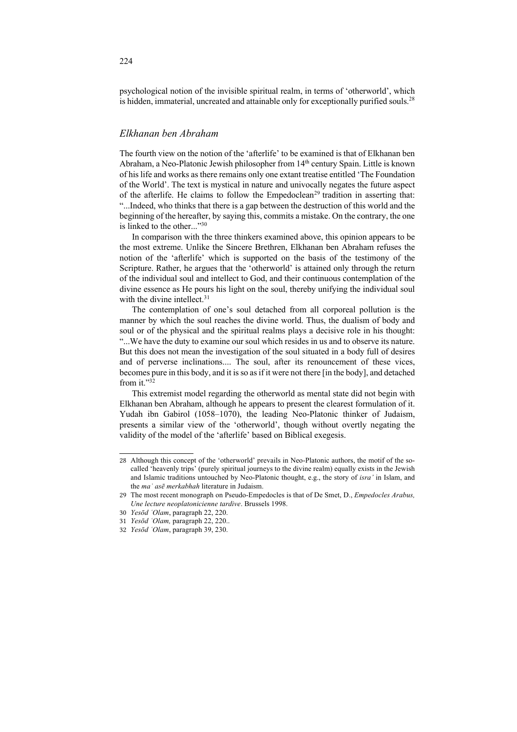psychological notion of the invisible spiritual realm, in terms of 'otherworld', which is hidden, immaterial, uncreated and attainable only for exceptionally purified souls.[28]

## *Elkhanan ben Abraham*

The fourth view on the notion of the 'afterlife' to be examined is that of Elkhanan ben Abraham, a Neo-Platonic Jewish philosopher from 14th century Spain. Little is known of his life and works as there remains only one extant treatise entitled 'The Foundation of the World'. The text is mystical in nature and univocally negates the future aspect of the afterlife. He claims to follow the Empedoclean[29] tradition in asserting that: "...Indeed, who thinks that there is a gap between the destruction of this world and the beginning of the hereafter, by saying this, commits a mistake. On the contrary, the one is linked to the other..."[30]

In comparison with the three thinkers examined above, this opinion appears to be the most extreme. Unlike the Sincere Brethren, Elkhanan ben Abraham refuses the notion of the 'afterlife' which is supported on the basis of the testimony of the Scripture. Rather, he argues that the 'otherworld' is attained only through the return of the individual soul and intellect to God, and their continuous contemplation of the divine essence as He pours his light on the soul, thereby unifying the individual soul with the divine intellect.[31]

The contemplation of one's soul detached from all corporeal pollution is the manner by which the soul reaches the divine world. Thus, the dualism of body and soul or of the physical and the spiritual realms plays a decisive role in his thought: "...We have the duty to examine our soul which resides in us and to observe its nature. But this does not mean the investigation of the soul situated in a body full of desires and of perverse inclinations.... The soul, after its renouncement of these vices, becomes pure in this body, and it is so as if it were not there [in the body], and detached from it."[32]

This extremist model regarding the otherworld as mental state did not begin with Elkhanan ben Abraham, although he appears to present the clearest formulation of it. Yudah ibn Gabirol (1058–1070), the leading Neo-Platonic thinker of Judaism, presents a similar view of the 'otherworld', though without overtly negating the validity of the model of the 'afterlife' based on Biblical exegesis.

---

28 Although this concept of the 'otherworld' prevails in Neo-Platonic authors, the motif of the so-called 'heavenly trips' (purely spiritual journeys to the divine realm) equally exists in the Jewish and Islamic traditions untouched by Neo-Platonic thought, e.g., the story of *isra'* in Islam, and the *maʿasē merkabhah* literature in Judaism.

29 The most recent monograph on Pseudo-Empedocles is that of De Smet, D., *Empedocles Arabus, Une lecture neoplatonicienne tardive*. Brussels 1998.

30 *Yesōd ʿOlam*, paragraph 22, 220.

31 *Yesōd ʿOlam,* paragraph 22, 220..

32 *Yesōd ʿOlam*, paragraph 39, 230.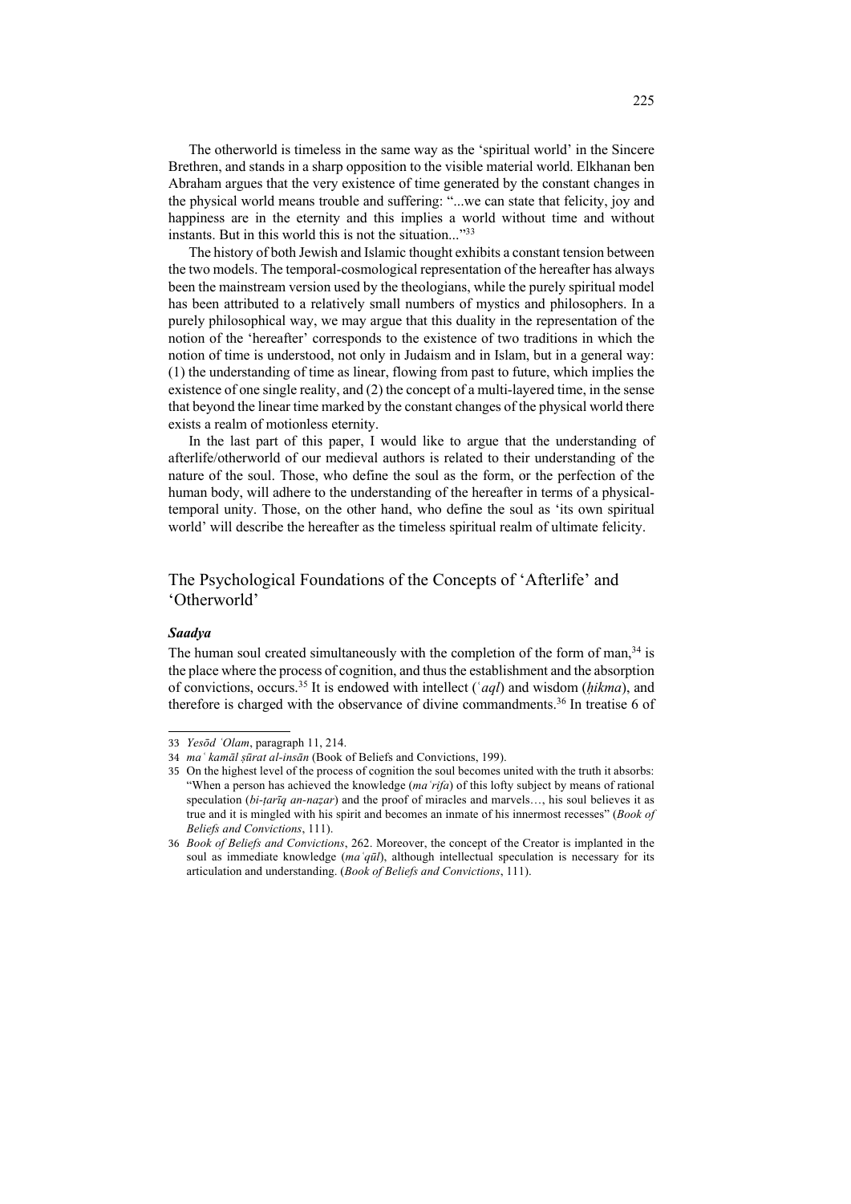The otherworld is timeless in the same way as the 'spiritual world' in the Sincere Brethren, and stands in a sharp opposition to the visible material world. Elkhanan ben Abraham argues that the very existence of time generated by the constant changes in the physical world means trouble and suffering: "...we can state that felicity, joy and happiness are in the eternity and this implies a world without time and without instants. But in this world this is not the situation..."[33]

The history of both Jewish and Islamic thought exhibits a constant tension between the two models. The temporal-cosmological representation of the hereafter has always been the mainstream version used by the theologians, while the purely spiritual model has been attributed to a relatively small numbers of mystics and philosophers. In a purely philosophical way, we may argue that this duality in the representation of the notion of the 'hereafter' corresponds to the existence of two traditions in which the notion of time is understood, not only in Judaism and in Islam, but in a general way: (1) the understanding of time as linear, flowing from past to future, which implies the existence of one single reality, and (2) the concept of a multi-layered time, in the sense that beyond the linear time marked by the constant changes of the physical world there exists a realm of motionless eternity.

In the last part of this paper, I would like to argue that the understanding of afterlife/otherworld of our medieval authors is related to their understanding of the nature of the soul. Those, who define the soul as the form, or the perfection of the human body, will adhere to the understanding of the hereafter in terms of a physical-temporal unity. Those, on the other hand, who define the soul as 'its own spiritual world' will describe the hereafter as the timeless spiritual realm of ultimate felicity.

## The Psychological Foundations of the Concepts of 'Afterlife' and 'Otherworld'

### *Saadya*

The human soul created simultaneously with the completion of the form of man,[34] is the place where the process of cognition, and thus the establishment and the absorption of convictions, occurs.[35] It is endowed with intellect (*ʿaql*) and wisdom (*ḥikma*), and therefore is charged with the observance of divine commandments.[36] In treatise 6 of

---

33 *Yesōd ʿOlam*, paragraph 11, 214.

34 *maʿ kamāl ṣūrat al-insān* (Book of Beliefs and Convictions, 199).

35 On the highest level of the process of cognition the soul becomes united with the truth it absorbs: "When a person has achieved the knowledge (*maʿrifa*) of this lofty subject by means of rational speculation (*bi-ṭarīq an-naẓar*) and the proof of miracles and marvels…, his soul believes it as true and it is mingled with his spirit and becomes an inmate of his innermost recesses" (*Book of Beliefs and Convictions*, 111).

36 *Book of Beliefs and Convictions*, 262. Moreover, the concept of the Creator is implanted in the soul as immediate knowledge (*maʿqūl*), although intellectual speculation is necessary for its articulation and understanding. (*Book of Beliefs and Convictions*, 111).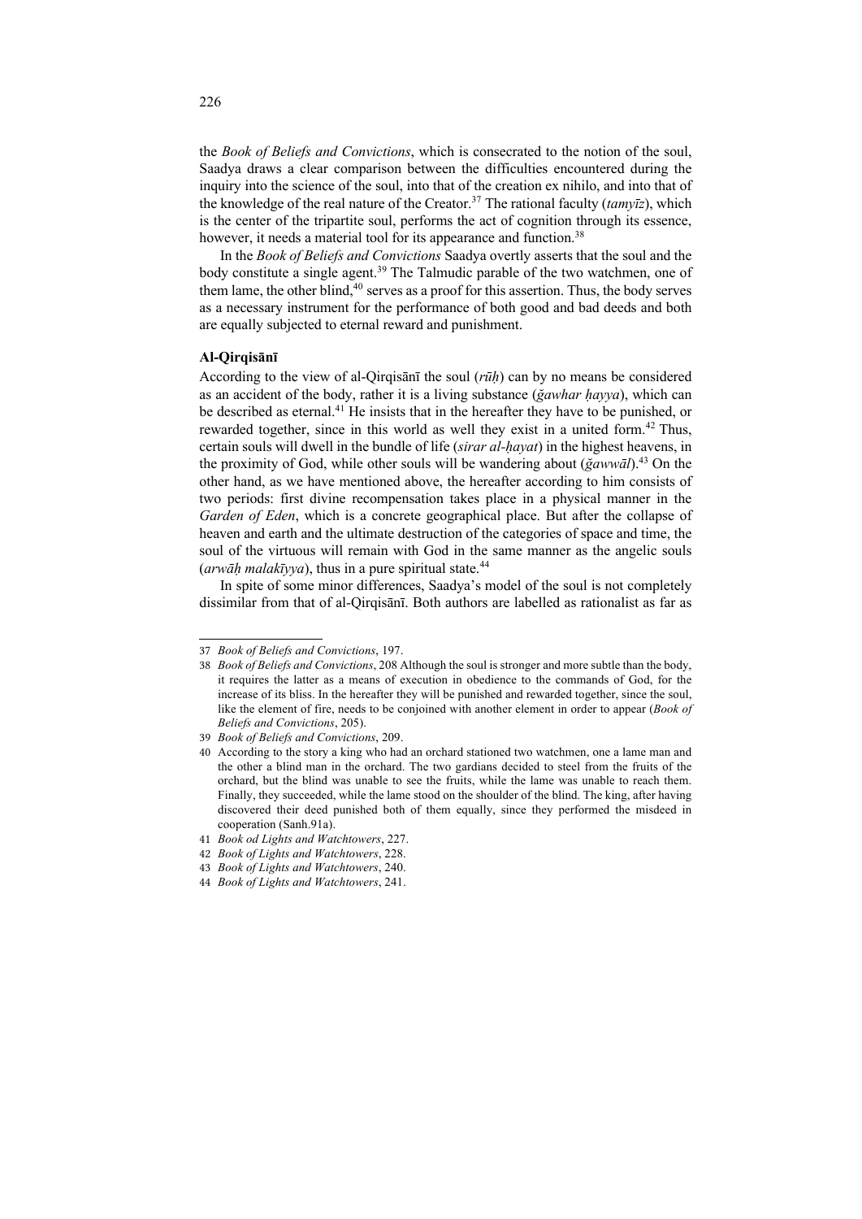the *Book of Beliefs and Convictions*, which is consecrated to the notion of the soul, Saadya draws a clear comparison between the difficulties encountered during the inquiry into the science of the soul, into that of the creation ex nihilo, and into that of the knowledge of the real nature of the Creator.[37] The rational faculty (*tamyīz*), which is the center of the tripartite soul, performs the act of cognition through its essence, however, it needs a material tool for its appearance and function.[38]

In the *Book of Beliefs and Convictions* Saadya overtly asserts that the soul and the body constitute a single agent.[39] The Talmudic parable of the two watchmen, one of them lame, the other blind,[40] serves as a proof for this assertion. Thus, the body serves as a necessary instrument for the performance of both good and bad deeds and both are equally subjected to eternal reward and punishment.

**Al-Qirqisānī**

According to the view of al-Qirqisānī the soul (*rūḥ*) can by no means be considered as an accident of the body, rather it is a living substance (*ǧawhar ḥayya*), which can be described as eternal.[41] He insists that in the hereafter they have to be punished, or rewarded together, since in this world as well they exist in a united form.[42] Thus, certain souls will dwell in the bundle of life (*sirar al-ḥayat*) in the highest heavens, in the proximity of God, while other souls will be wandering about (*ǧawwāl*).[43] On the other hand, as we have mentioned above, the hereafter according to him consists of two periods: first divine recompensation takes place in a physical manner in the *Garden of Eden*, which is a concrete geographical place. But after the collapse of heaven and earth and the ultimate destruction of the categories of space and time, the soul of the virtuous will remain with God in the same manner as the angelic souls (*arwāḥ malakīyya*), thus in a pure spiritual state.[44]

In spite of some minor differences, Saadya's model of the soul is not completely dissimilar from that of al-Qirqisānī. Both authors are labelled as rationalist as far as

---

37 *Book of Beliefs and Convictions*, 197.

38 *Book of Beliefs and Convictions*, 208 Although the soul is stronger and more subtle than the body, it requires the latter as a means of execution in obedience to the commands of God, for the increase of its bliss. In the hereafter they will be punished and rewarded together, since the soul, like the element of fire, needs to be conjoined with another element in order to appear (*Book of Beliefs and Convictions*, 205).

39 *Book of Beliefs and Convictions*, 209.

40 According to the story a king who had an orchard stationed two watchmen, one a lame man and the other a blind man in the orchard. The two gardians decided to steel from the fruits of the orchard, but the blind was unable to see the fruits, while the lame was unable to reach them. Finally, they succeeded, while the lame stood on the shoulder of the blind. The king, after having discovered their deed punished both of them equally, since they performed the misdeed in cooperation (Sanh.91a).

41 *Book od Lights and Watchtowers*, 227.

42 *Book of Lights and Watchtowers*, 228.

43 *Book of Lights and Watchtowers*, 240.

44 *Book of Lights and Watchtowers*, 241.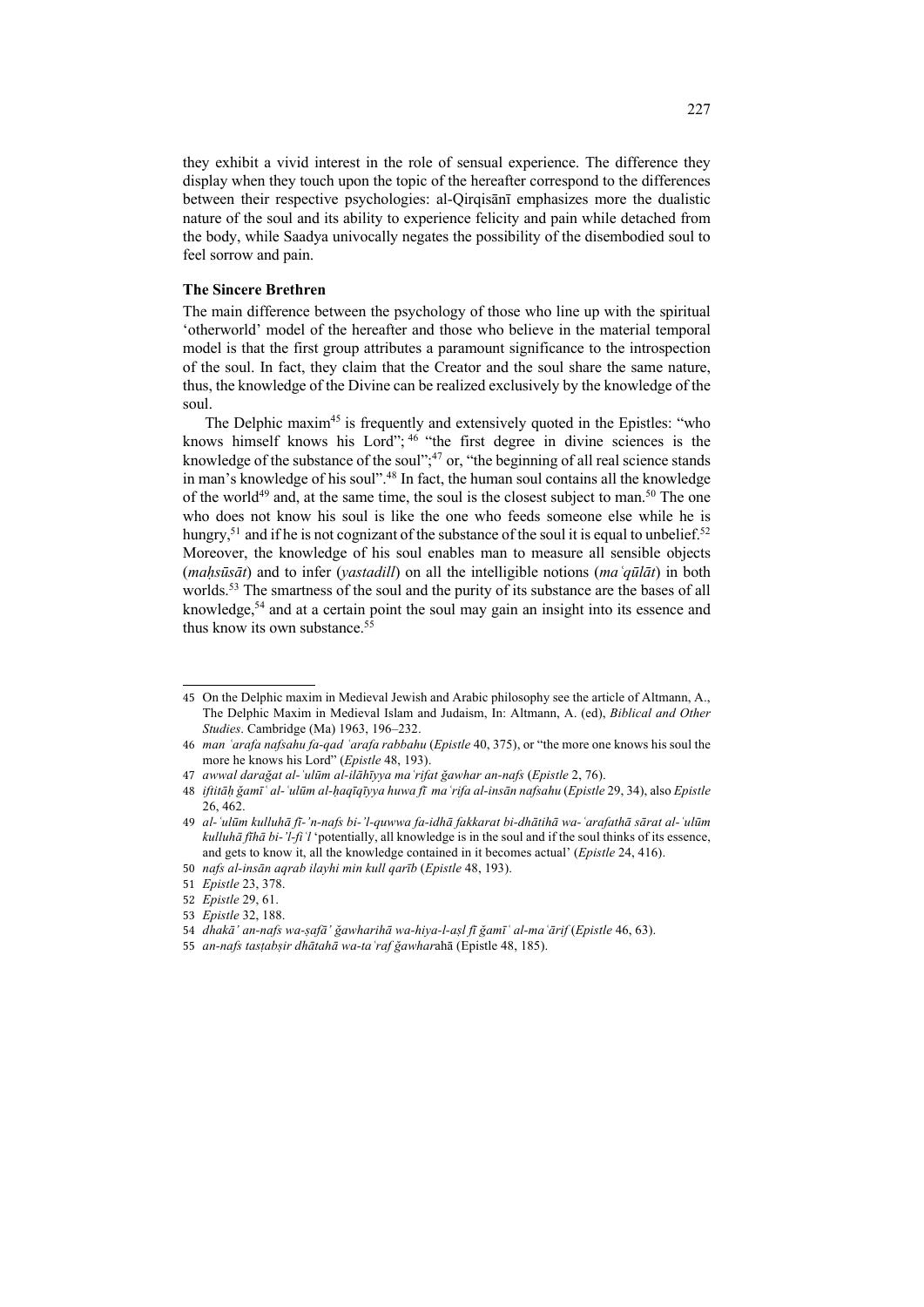they exhibit a vivid interest in the role of sensual experience. The difference they display when they touch upon the topic of the hereafter correspond to the differences between their respective psychologies: al-Qirqisānī emphasizes more the dualistic nature of the soul and its ability to experience felicity and pain while detached from the body, while Saadya univocally negates the possibility of the disembodied soul to feel sorrow and pain.

**The Sincere Brethren**

The main difference between the psychology of those who line up with the spiritual 'otherworld' model of the hereafter and those who believe in the material temporal model is that the first group attributes a paramount significance to the introspection of the soul. In fact, they claim that the Creator and the soul share the same nature, thus, the knowledge of the Divine can be realized exclusively by the knowledge of the soul.

The Delphic maxim[45] is frequently and extensively quoted in the Epistles: "who knows himself knows his Lord"; [46] "the first degree in divine sciences is the knowledge of the substance of the soul";[47] or, "the beginning of all real science stands in man's knowledge of his soul".[48] In fact, the human soul contains all the knowledge of the world[49] and, at the same time, the soul is the closest subject to man.[50] The one who does not know his soul is like the one who feeds someone else while he is hungry,[51] and if he is not cognizant of the substance of the soul it is equal to unbelief.[52] Moreover, the knowledge of his soul enables man to measure all sensible objects (*maḥsūsāt*) and to infer (*yastadill*) on all the intelligible notions (*maʿqūlāt*) in both worlds.[53] The smartness of the soul and the purity of its substance are the bases of all knowledge,[54] and at a certain point the soul may gain an insight into its essence and thus know its own substance.[55]

---

45 On the Delphic maxim in Medieval Jewish and Arabic philosophy see the article of Altmann, A., The Delphic Maxim in Medieval Islam and Judaism, In: Altmann, A. (ed), *Biblical and Other Studies*. Cambridge (Ma) 1963, 196–232.

46 *man ʿarafa nafsahu fa-qad ʿarafa rabbahu* (*Epistle* 40, 375), or "the more one knows his soul the more he knows his Lord" (*Epistle* 48, 193).

47 *awwal darağat al-ʿulūm al-ilāhīyya maʿrifat ğawhar an-nafs* (*Epistle* 2, 76).

48 *iftitāḥ ğamīʿ al-ʿulūm al-ḥaqīqīyya huwa fī maʿrifa al-insān nafsahu* (*Epistle* 29, 34), also *Epistle* 26, 462.

49 *al-ʿulūm kulluhā fī-'n-nafs bi-'l-quwwa fa-idhā fakkarat bi-dhātihā wa-ʿarafathā sārat al-ʿulūm kulluhā fīhā bi-'l-fiʿl* 'potentially, all knowledge is in the soul and if the soul thinks of its essence, and gets to know it, all the knowledge contained in it becomes actual' (*Epistle* 24, 416).

50 *nafs al-insān aqrab ilayhi min kull qarīb* (*Epistle* 48, 193).

51 *Epistle* 23, 378.

52 *Epistle* 29, 61.

53 *Epistle* 32, 188.

54 *dhakāʾ an-nafs wa-ṣafāʾ ğawharihā wa-hiya-l-aṣl fī ğamīʿ al-maʿārif* (*Epistle* 46, 63).

55 *an-nafs tasṭabṣir dhātahā wa-taʿraf ğawhar*ahā (Epistle 48, 185).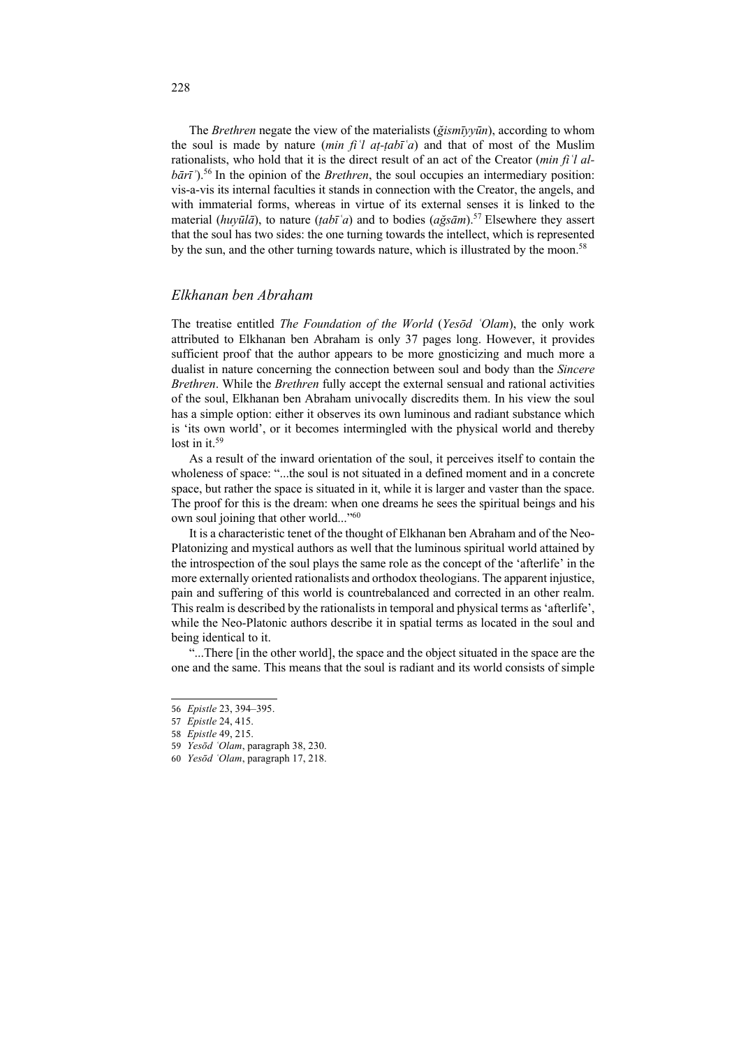The *Brethren* negate the view of the materialists (*ğismīyyūn*), according to whom the soul is made by nature (*min fiʿl aṭ-ṭabīʿa*) and that of most of the Muslim rationalists, who hold that it is the direct result of an act of the Creator (*min fiʿl al-bārīʾ*).[56] In the opinion of the *Brethren*, the soul occupies an intermediary position: vis-a-vis its internal faculties it stands in connection with the Creator, the angels, and with immaterial forms, whereas in virtue of its external senses it is linked to the material (*huyūlā*), to nature (*ṭabīʿa*) and to bodies (*ağsām*).[57] Elsewhere they assert that the soul has two sides: the one turning towards the intellect, which is represented by the sun, and the other turning towards nature, which is illustrated by the moon.[58]

## *Elkhanan ben Abraham*

The treatise entitled *The Foundation of the World* (*Yesōd ʿOlam*), the only work attributed to Elkhanan ben Abraham is only 37 pages long. However, it provides sufficient proof that the author appears to be more gnosticizing and much more a dualist in nature concerning the connection between soul and body than the *Sincere Brethren*. While the *Brethren* fully accept the external sensual and rational activities of the soul, Elkhanan ben Abraham univocally discredits them. In his view the soul has a simple option: either it observes its own luminous and radiant substance which is 'its own world', or it becomes intermingled with the physical world and thereby lost in it.[59]

As a result of the inward orientation of the soul, it perceives itself to contain the wholeness of space: "...the soul is not situated in a defined moment and in a concrete space, but rather the space is situated in it, while it is larger and vaster than the space. The proof for this is the dream: when one dreams he sees the spiritual beings and his own soul joining that other world..."[60]

It is a characteristic tenet of the thought of Elkhanan ben Abraham and of the Neo-Platonizing and mystical authors as well that the luminous spiritual world attained by the introspection of the soul plays the same role as the concept of the 'afterlife' in the more externally oriented rationalists and orthodox theologians. The apparent injustice, pain and suffering of this world is countrebalanced and corrected in an other realm. This realm is described by the rationalists in temporal and physical terms as 'afterlife', while the Neo-Platonic authors describe it in spatial terms as located in the soul and being identical to it.

"...There [in the other world], the space and the object situated in the space are the one and the same. This means that the soul is radiant and its world consists of simple

---

56 *Epistle* 23, 394–395.

57 *Epistle* 24, 415.

58 *Epistle* 49, 215.

59 *Yesōd ʿOlam*, paragraph 38, 230.

60 *Yesōd ʿOlam*, paragraph 17, 218.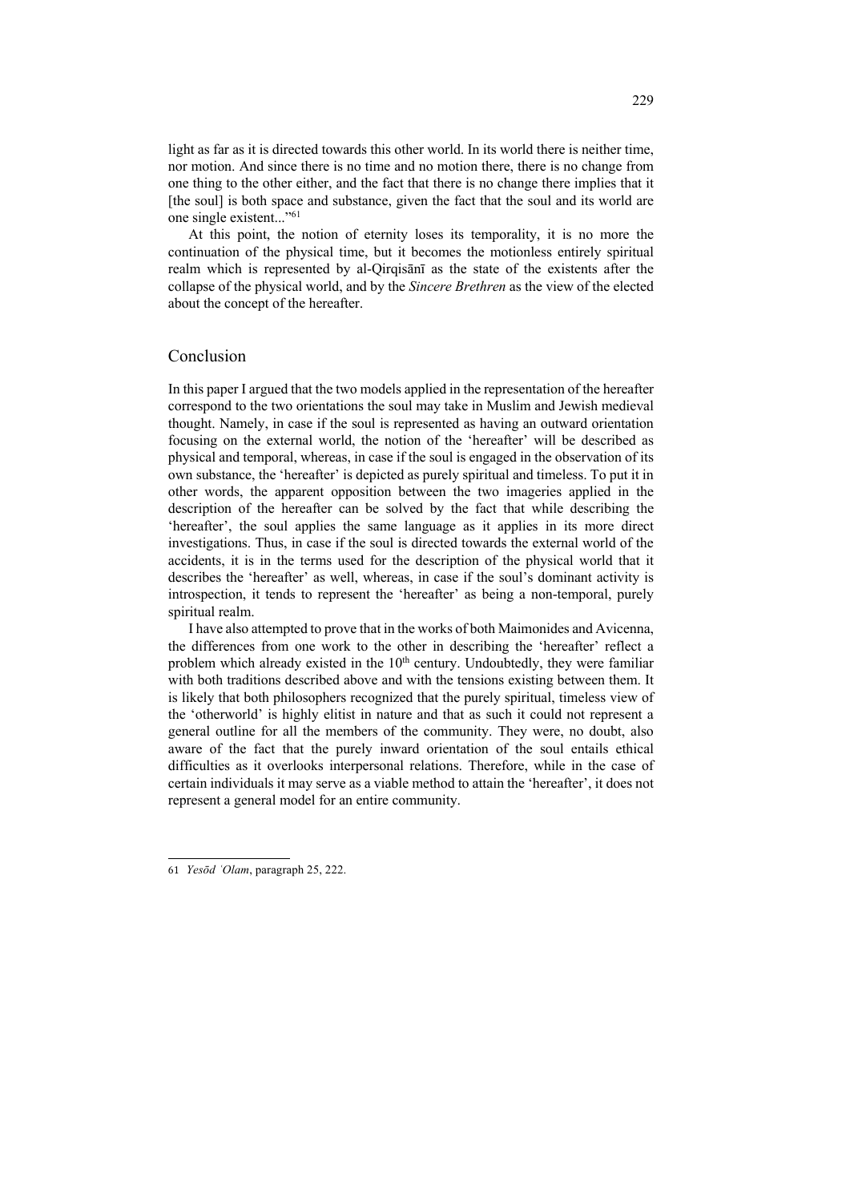light as far as it is directed towards this other world. In its world there is neither time, nor motion. And since there is no time and no motion there, there is no change from one thing to the other either, and the fact that there is no change there implies that it [the soul] is both space and substance, given the fact that the soul and its world are one single existent..."[61]

At this point, the notion of eternity loses its temporality, it is no more the continuation of the physical time, but it becomes the motionless entirely spiritual realm which is represented by al-Qirqisānī as the state of the existents after the collapse of the physical world, and by the *Sincere Brethren* as the view of the elected about the concept of the hereafter.

## Conclusion

In this paper I argued that the two models applied in the representation of the hereafter correspond to the two orientations the soul may take in Muslim and Jewish medieval thought. Namely, in case if the soul is represented as having an outward orientation focusing on the external world, the notion of the 'hereafter' will be described as physical and temporal, whereas, in case if the soul is engaged in the observation of its own substance, the 'hereafter' is depicted as purely spiritual and timeless. To put it in other words, the apparent opposition between the two imageries applied in the description of the hereafter can be solved by the fact that while describing the 'hereafter', the soul applies the same language as it applies in its more direct investigations. Thus, in case if the soul is directed towards the external world of the accidents, it is in the terms used for the description of the physical world that it describes the 'hereafter' as well, whereas, in case if the soul's dominant activity is introspection, it tends to represent the 'hereafter' as being a non-temporal, purely spiritual realm.

I have also attempted to prove that in the works of both Maimonides and Avicenna, the differences from one work to the other in describing the 'hereafter' reflect a problem which already existed in the 10th century. Undoubtedly, they were familiar with both traditions described above and with the tensions existing between them. It is likely that both philosophers recognized that the purely spiritual, timeless view of the 'otherworld' is highly elitist in nature and that as such it could not represent a general outline for all the members of the community. They were, no doubt, also aware of the fact that the purely inward orientation of the soul entails ethical difficulties as it overlooks interpersonal relations. Therefore, while in the case of certain individuals it may serve as a viable method to attain the 'hereafter', it does not represent a general model for an entire community.

---

61 *Yesōd ʿOlam*, paragraph 25, 222.